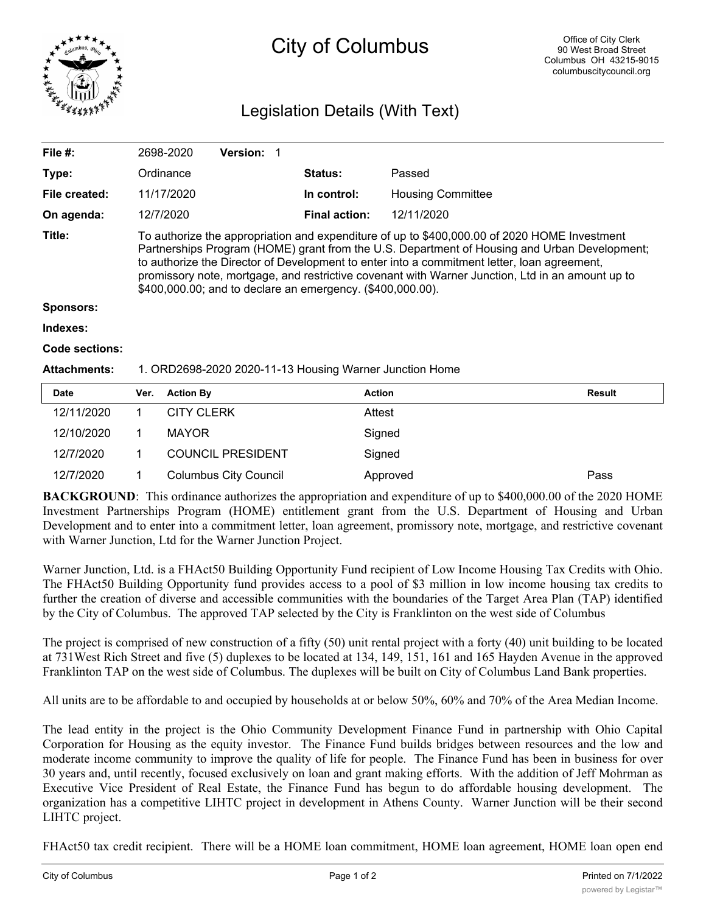# City of Columbus

Office of City Clerk
90 West Broad Street
Columbus OH 43215-9015
columbuscitycouncil.org

## Legislation Details (With Text)

| | | | |
|---|---|---|---|
| **File #:** | 2698-2020 **Version:** 1 | | |
| **Type:** | Ordinance | **Status:** | Passed |
| **File created:** | 11/17/2020 | **In control:** | Housing Committee |
| **On agenda:** | 12/7/2020 | **Final action:** | 12/11/2020 |

**Title:** To authorize the appropriation and expenditure of up to $400,000.00 of 2020 HOME Investment Partnerships Program (HOME) grant from the U.S. Department of Housing and Urban Development; to authorize the Director of Development to enter into a commitment letter, loan agreement, promissory note, mortgage, and restrictive covenant with Warner Junction, Ltd in an amount up to $400,000.00; and to declare an emergency. ($400,000.00).

**Sponsors:**

**Indexes:**

**Code sections:**

**Attachments:** 1. ORD2698-2020 2020-11-13 Housing Warner Junction Home

| Date | Ver. | Action By | Action | Result |
|---|---|---|---|---|
| 12/11/2020 | 1 | CITY CLERK | Attest | |
| 12/10/2020 | 1 | MAYOR | Signed | |
| 12/7/2020 | 1 | COUNCIL PRESIDENT | Signed | |
| 12/7/2020 | 1 | Columbus City Council | Approved | Pass |

**BACKGROUND**: This ordinance authorizes the appropriation and expenditure of up to $400,000.00 of the 2020 HOME Investment Partnerships Program (HOME) entitlement grant from the U.S. Department of Housing and Urban Development and to enter into a commitment letter, loan agreement, promissory note, mortgage, and restrictive covenant with Warner Junction, Ltd for the Warner Junction Project.

Warner Junction, Ltd. is a FHAct50 Building Opportunity Fund recipient of Low Income Housing Tax Credits with Ohio. The FHAct50 Building Opportunity fund provides access to a pool of $3 million in low income housing tax credits to further the creation of diverse and accessible communities with the boundaries of the Target Area Plan (TAP) identified by the City of Columbus. The approved TAP selected by the City is Franklinton on the west side of Columbus

The project is comprised of new construction of a fifty (50) unit rental project with a forty (40) unit building to be located at 731West Rich Street and five (5) duplexes to be located at 134, 149, 151, 161 and 165 Hayden Avenue in the approved Franklinton TAP on the west side of Columbus. The duplexes will be built on City of Columbus Land Bank properties.

All units are to be affordable to and occupied by households at or below 50%, 60% and 70% of the Area Median Income.

The lead entity in the project is the Ohio Community Development Finance Fund in partnership with Ohio Capital Corporation for Housing as the equity investor. The Finance Fund builds bridges between resources and the low and moderate income community to improve the quality of life for people. The Finance Fund has been in business for over 30 years and, until recently, focused exclusively on loan and grant making efforts. With the addition of Jeff Mohrman as Executive Vice President of Real Estate, the Finance Fund has begun to do affordable housing development. The organization has a competitive LIHTC project in development in Athens County. Warner Junction will be their second LIHTC project.

FHAct50 tax credit recipient. There will be a HOME loan commitment, HOME loan agreement, HOME loan open end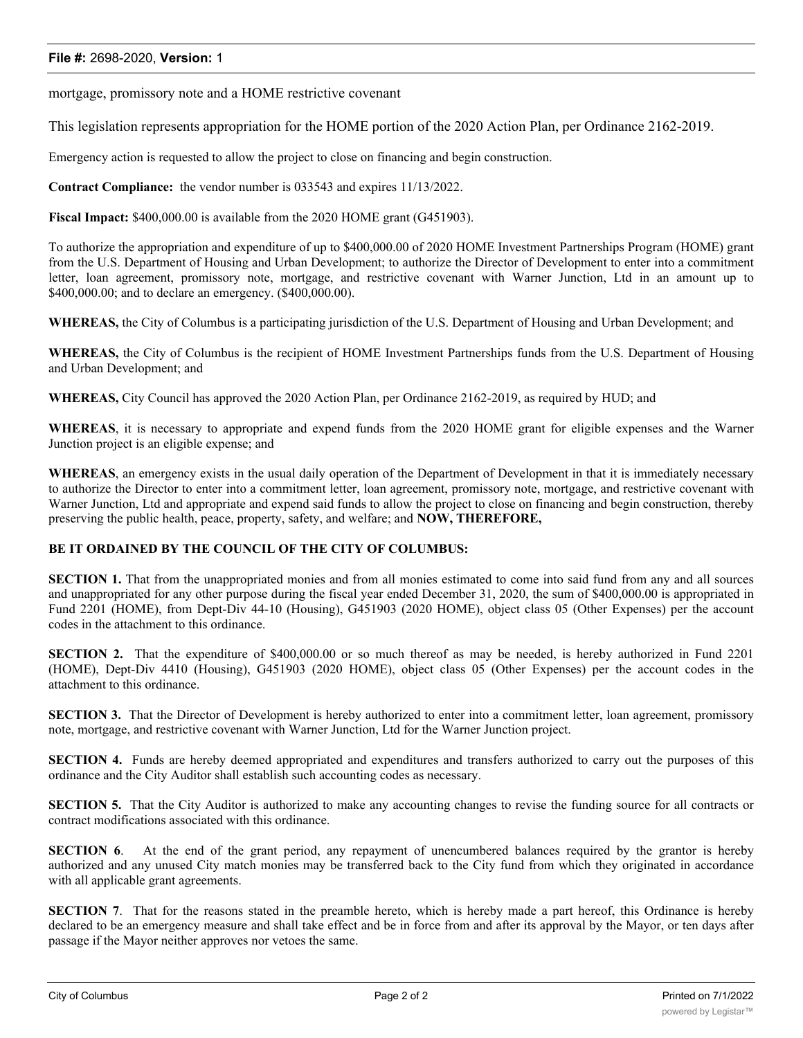mortgage, promissory note and a HOME restrictive covenant

This legislation represents appropriation for the HOME portion of the 2020 Action Plan, per Ordinance 2162-2019.

Emergency action is requested to allow the project to close on financing and begin construction.

**Contract Compliance:** the vendor number is 033543 and expires 11/13/2022.

**Fiscal Impact:** $400,000.00 is available from the 2020 HOME grant (G451903).

To authorize the appropriation and expenditure of up to $400,000.00 of 2020 HOME Investment Partnerships Program (HOME) grant from the U.S. Department of Housing and Urban Development; to authorize the Director of Development to enter into a commitment letter, loan agreement, promissory note, mortgage, and restrictive covenant with Warner Junction, Ltd in an amount up to $400,000.00; and to declare an emergency. ($400,000.00).

**WHEREAS,** the City of Columbus is a participating jurisdiction of the U.S. Department of Housing and Urban Development; and

**WHEREAS,** the City of Columbus is the recipient of HOME Investment Partnerships funds from the U.S. Department of Housing and Urban Development; and

**WHEREAS,** City Council has approved the 2020 Action Plan, per Ordinance 2162-2019, as required by HUD; and

**WHEREAS**, it is necessary to appropriate and expend funds from the 2020 HOME grant for eligible expenses and the Warner Junction project is an eligible expense; and

**WHEREAS**, an emergency exists in the usual daily operation of the Department of Development in that it is immediately necessary to authorize the Director to enter into a commitment letter, loan agreement, promissory note, mortgage, and restrictive covenant with Warner Junction, Ltd and appropriate and expend said funds to allow the project to close on financing and begin construction, thereby preserving the public health, peace, property, safety, and welfare; and **NOW, THEREFORE,**

**BE IT ORDAINED BY THE COUNCIL OF THE CITY OF COLUMBUS:**

**SECTION 1.** That from the unappropriated monies and from all monies estimated to come into said fund from any and all sources and unappropriated for any other purpose during the fiscal year ended December 31, 2020, the sum of $400,000.00 is appropriated in Fund 2201 (HOME), from Dept-Div 44-10 (Housing), G451903 (2020 HOME), object class 05 (Other Expenses) per the account codes in the attachment to this ordinance.

**SECTION 2.** That the expenditure of $400,000.00 or so much thereof as may be needed, is hereby authorized in Fund 2201 (HOME), Dept-Div 4410 (Housing), G451903 (2020 HOME), object class 05 (Other Expenses) per the account codes in the attachment to this ordinance.

**SECTION 3.** That the Director of Development is hereby authorized to enter into a commitment letter, loan agreement, promissory note, mortgage, and restrictive covenant with Warner Junction, Ltd for the Warner Junction project.

**SECTION 4.** Funds are hereby deemed appropriated and expenditures and transfers authorized to carry out the purposes of this ordinance and the City Auditor shall establish such accounting codes as necessary.

**SECTION 5.** That the City Auditor is authorized to make any accounting changes to revise the funding source for all contracts or contract modifications associated with this ordinance.

**SECTION 6**. At the end of the grant period, any repayment of unencumbered balances required by the grantor is hereby authorized and any unused City match monies may be transferred back to the City fund from which they originated in accordance with all applicable grant agreements.

**SECTION 7**. That for the reasons stated in the preamble hereto, which is hereby made a part hereof, this Ordinance is hereby declared to be an emergency measure and shall take effect and be in force from and after its approval by the Mayor, or ten days after passage if the Mayor neither approves nor vetoes the same.